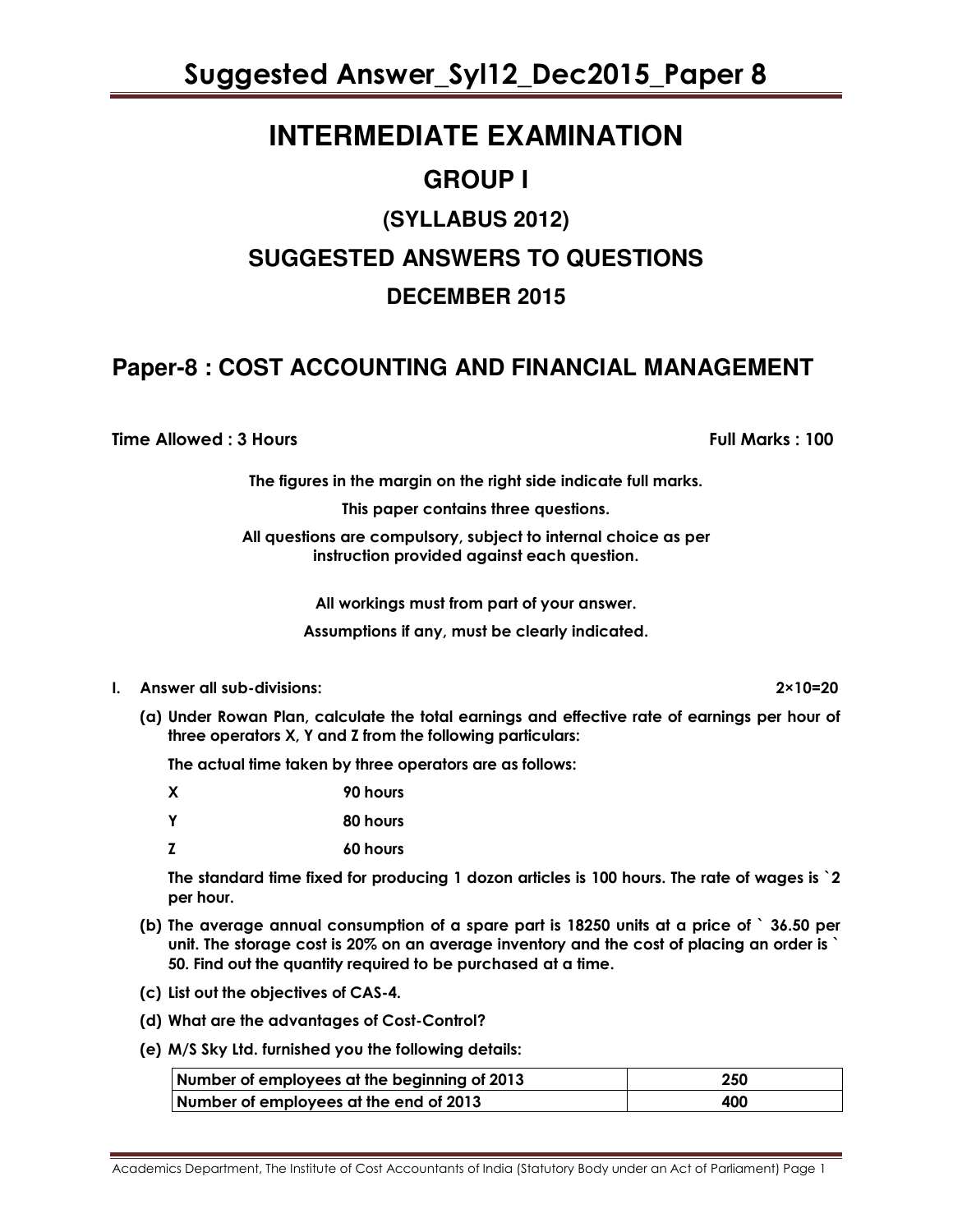# INTERMEDIATE EXAMINATION

## GROUP I

### (SYLLABUS 2012)

## SUGGESTED ANSWERS TO QUESTIONS

### DECEMBER 2015

## Paper-8 : COST ACCOUNTING AND FINANCIAL MANAGEMENT

**Time Allowed : 3 Hours** **Full Marks : 100**

**The figures in the margin on the right side indicate full marks.**

**This paper contains three questions.**

**All questions are compulsory, subject to internal choice as per instruction provided against each question.**

**All workings must from part of your answer.**

**Assumptions if any, must be clearly indicated.**

**I. Answer all sub-divisions:** **2×10=20**

**(a) Under Rowan Plan, calculate the total earnings and effective rate of earnings per hour of three operators X, Y and Z from the following particulars:**

**The actual time taken by three operators are as follows:**

| | |
|---|---|
| **X** | **90 hours** |
| **Y** | **80 hours** |
| **Z** | **60 hours** |

**The standard time fixed for producing 1 dozon articles is 100 hours. The rate of wages is `2 per hour.**

**(b) The average annual consumption of a spare part is 18250 units at a price of ` 36.50 per unit. The storage cost is 20% on an average inventory and the cost of placing an order is ` 50. Find out the quantity required to be purchased at a time.**

**(c) List out the objectives of CAS-4.**

**(d) What are the advantages of Cost-Control?**

**(e) M/S Sky Ltd. furnished you the following details:**

| | |
|---|---|
| **Number of employees at the beginning of 2013** | **250** |
| **Number of employees at the end of 2013** | **400** |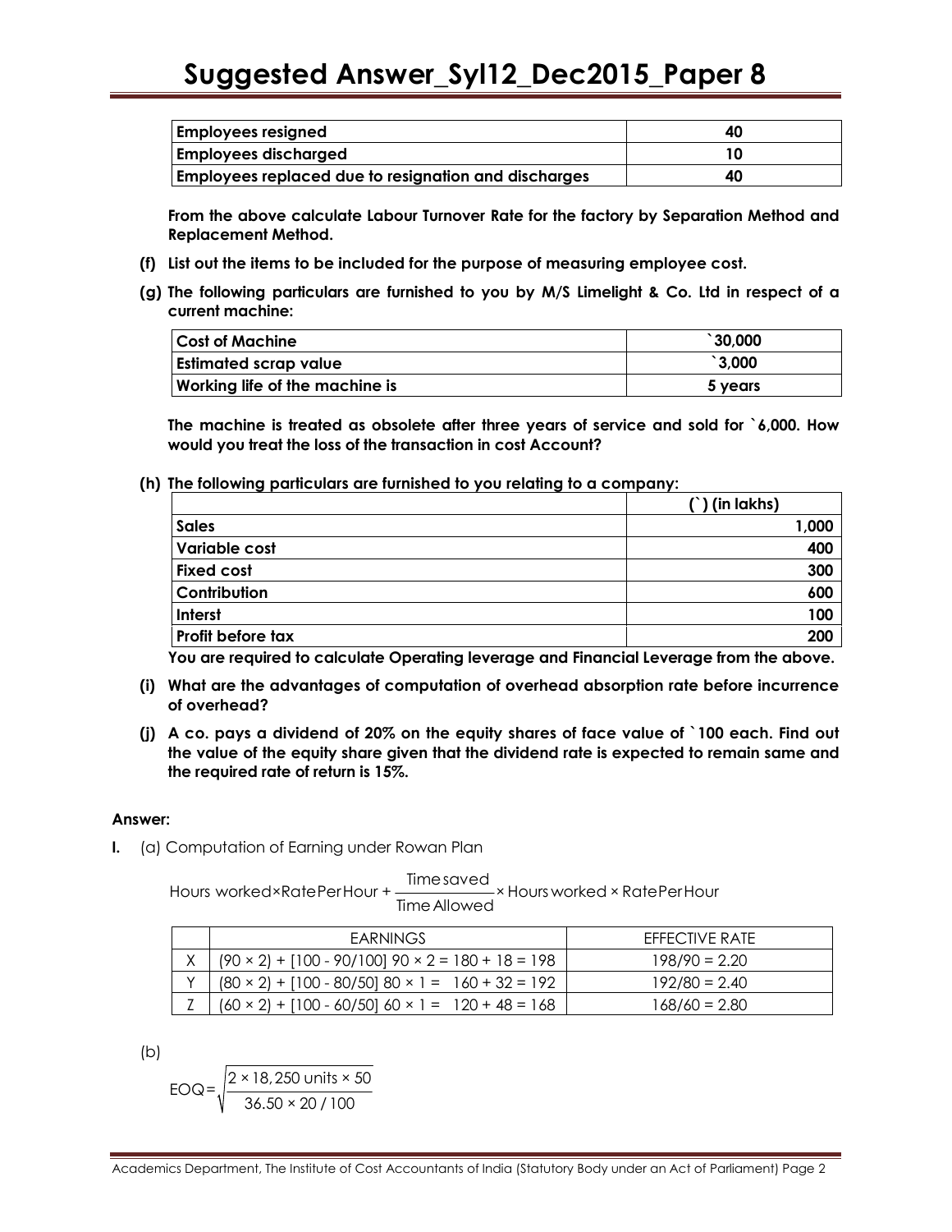| Employees resigned | 40 |
|---|---|
| Employees discharged | 10 |
| Employees replaced due to resignation and discharges | 40 |

**From the above calculate Labour Turnover Rate for the factory by Separation Method and Replacement Method.**

**(f) List out the items to be included for the purpose of measuring employee cost.**

**(g) The following particulars are furnished to you by M/S Limelight & Co. Ltd in respect of a current machine:**

| Cost of Machine | `30,000 |
|---|---|
| Estimated scrap value | `3,000 |
| Working life of the machine is | 5 years |

**The machine is treated as obsolete after three years of service and sold for `6,000. How would you treat the loss of the transaction in cost Account?**

**(h) The following particulars are furnished to you relating to a company:**

| | (`) (in lakhs) |
|---|---|
| Sales | 1,000 |
| Variable cost | 400 |
| Fixed cost | 300 |
| Contribution | 600 |
| Interst | 100 |
| Profit before tax | 200 |

**You are required to calculate Operating leverage and Financial Leverage from the above.**

**(i) What are the advantages of computation of overhead absorption rate before incurrence of overhead?**

**(j) A co. pays a dividend of 20% on the equity shares of face value of `100 each. Find out the value of the equity share given that the dividend rate is expected to remain same and the required rate of return is 15%.**

**Answer:**

**I.** (a) Computation of Earning under Rowan Plan

$$\text{Hours worked} \times \text{Rate Per Hour} + \frac{\text{Time saved}}{\text{Time Allowed}} \times \text{Hours worked} \times \text{Rate Per Hour}$$

| | EARNINGS | EFFECTIVE RATE |
|---|---|---|
| X | (90 × 2) + [100 - 90/100] 90 × 2 = 180 + 18 = 198 | 198/90 = 2.20 |
| Y | (80 × 2) + [100 - 80/50] 80 × 1 = 160 + 32 = 192 | 192/80 = 2.40 |
| Z | (60 × 2) + [100 - 60/50] 60 × 1 = 120 + 48 = 168 | 168/60 = 2.80 |

(b)

$$\text{EOQ} = \sqrt{\frac{2 \times 18,250 \text{ units} \times 50}{36.50 \times 20/100}}$$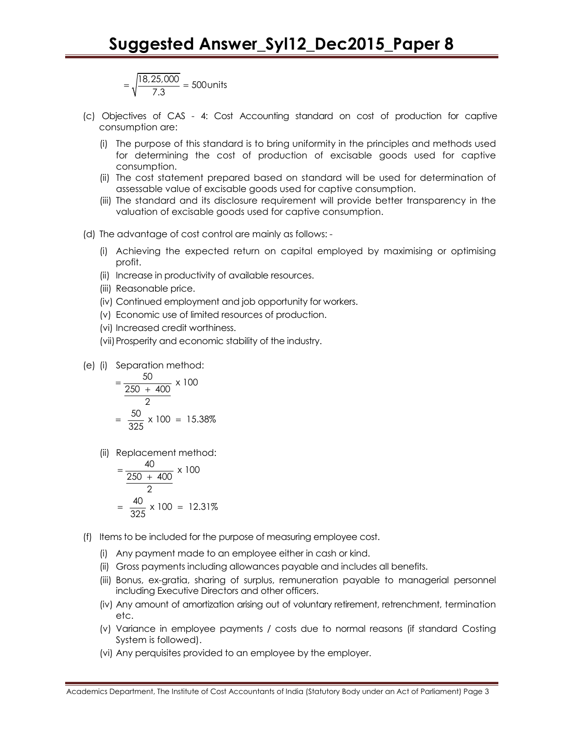$$= \sqrt{\frac{18,25,000}{7.3}} = 500 \text{units}$$

(c) Objectives of CAS - 4: Cost Accounting standard on cost of production for captive consumption are:

(i) The purpose of this standard is to bring uniformity in the principles and methods used for determining the cost of production of excisable goods used for captive consumption.

(ii) The cost statement prepared based on standard will be used for determination of assessable value of excisable goods used for captive consumption.

(iii) The standard and its disclosure requirement will provide better transparency in the valuation of excisable goods used for captive consumption.

(d) The advantage of cost control are mainly as follows: -

(i) Achieving the expected return on capital employed by maximising or optimising profit.

(ii) Increase in productivity of available resources.

(iii) Reasonable price.

(iv) Continued employment and job opportunity for workers.

(v) Economic use of limited resources of production.

(vi) Increased credit worthiness.

(vii) Prosperity and economic stability of the industry.

(e) (i) Separation method:

$$= \frac{50}{\frac{250 + 400}{2}} \times 100$$

$$= \frac{50}{325} \times 100 = 15.38\%$$

(ii) Replacement method:

$$= \frac{40}{\frac{250 + 400}{2}} \times 100$$

$$= \frac{40}{325} \times 100 = 12.31\%$$

(f) Items to be included for the purpose of measuring employee cost.

(i) Any payment made to an employee either in cash or kind.

(ii) Gross payments including allowances payable and includes all benefits.

(iii) Bonus, ex-gratia, sharing of surplus, remuneration payable to managerial personnel including Executive Directors and other officers.

(iv) Any amount of amortization arising out of voluntary retirement, retrenchment, termination etc.

(v) Variance in employee payments / costs due to normal reasons (if standard Costing System is followed).

(vi) Any perquisites provided to an employee by the employer.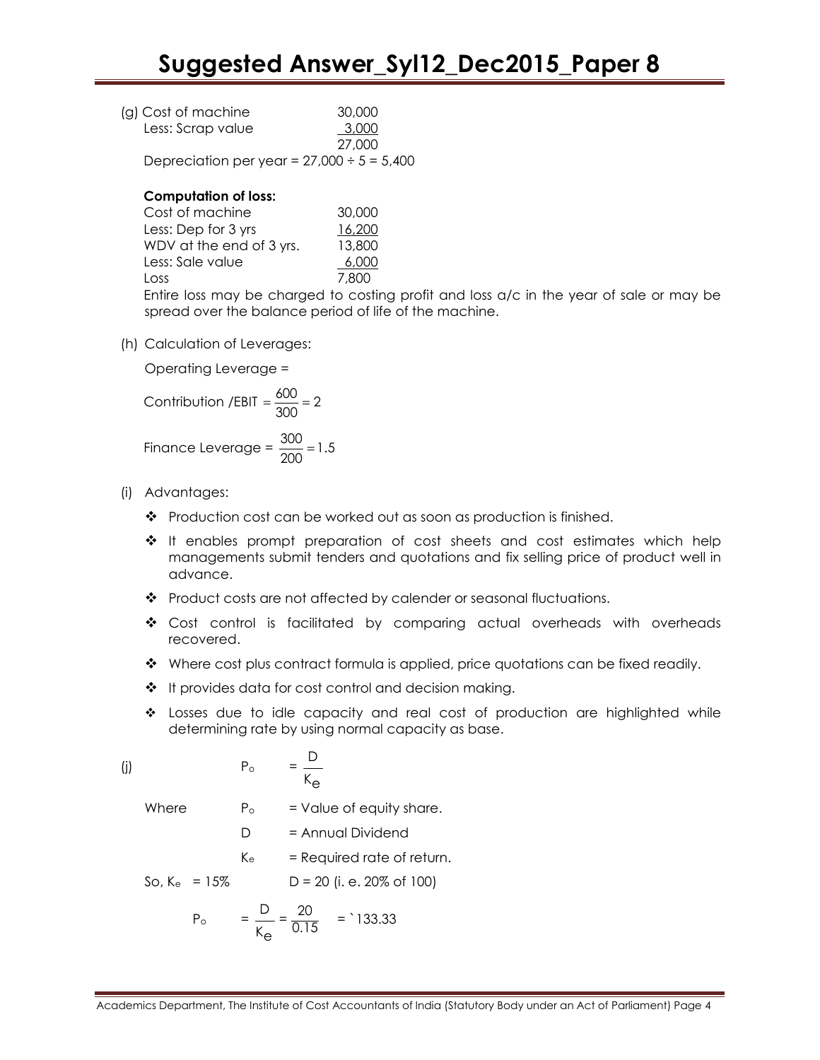(g) Cost of machine 30,000

| | |
|---|---|
| Cost of machine | 30,000 |
| Less: Scrap value | 3,000 |
| | 27,000 |

Depreciation per year = 27,000 ÷ 5 = 5,400

**Computation of loss:**

| | |
|---|---|
| Cost of machine | 30,000 |
| Less: Dep for 3 yrs | 16,200 |
| WDV at the end of 3 yrs. | 13,800 |
| Less: Sale value | 6,000 |
| Loss | 7,800 |

Entire loss may be charged to costing profit and loss a/c in the year of sale or may be spread over the balance period of life of the machine.

(h) Calculation of Leverages:

Operating Leverage =

Contribution /EBIT $= \frac{600}{300} = 2$

Finance Leverage = $\frac{300}{200} = 1.5$

(i) Advantages:

- Production cost can be worked out as soon as production is finished.
- It enables prompt preparation of cost sheets and cost estimates which help managements submit tenders and quotations and fix selling price of product well in advance.
- Product costs are not affected by calender or seasonal fluctuations.
- Cost control is facilitated by comparing actual overheads with overheads recovered.
- Where cost plus contract formula is applied, price quotations can be fixed readily.
- It provides data for cost control and decision making.
- Losses due to idle capacity and real cost of production are highlighted while determining rate by using normal capacity as base.

(j) $P_o = \frac{D}{K_e}$

Where $P_o$ = Value of equity share.

$D$ = Annual Dividend

$K_e$ = Required rate of return.

So, $K_e$ = 15% D = 20 (i. e. 20% of 100)

$P_o = \frac{D}{K_e} = \frac{20}{0.15}$ = ` 133.33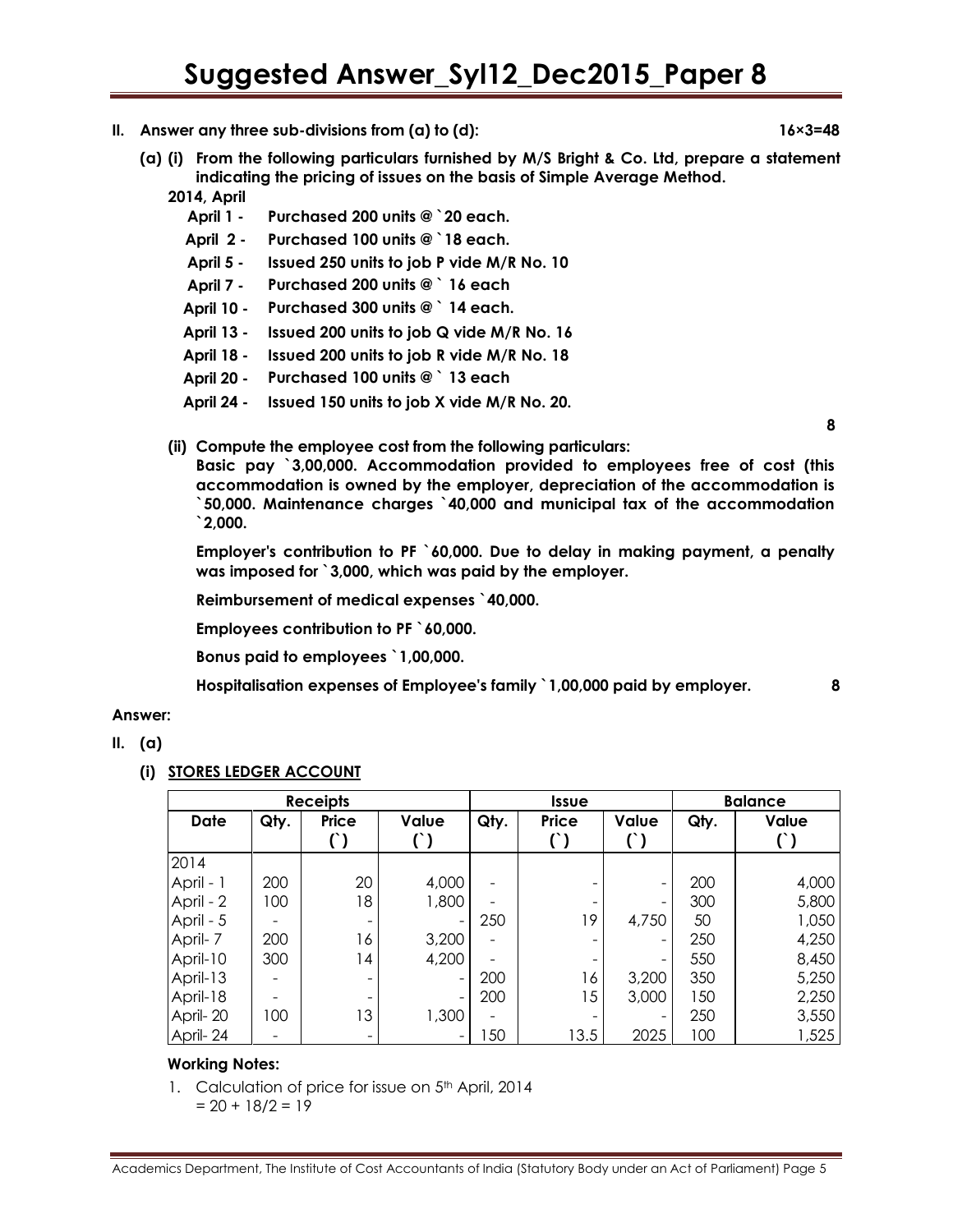**II. Answer any three sub-divisions from (a) to (d): 16×3=48**

**(a) (i) From the following particulars furnished by M/S Bright & Co. Ltd, prepare a statement indicating the pricing of issues on the basis of Simple Average Method.**

**2014, April**

| | |
|---|---|
| **April 1 -** | **Purchased 200 units @ `20 each.** |
| **April 2 -** | **Purchased 100 units @ `18 each.** |
| **April 5 -** | **Issued 250 units to job P vide M/R No. 10** |
| **April 7 -** | **Purchased 200 units @ ` 16 each** |
| **April 10 -** | **Purchased 300 units @ ` 14 each.** |
| **April 13 -** | **Issued 200 units to job Q vide M/R No. 16** |
| **April 18 -** | **Issued 200 units to job R vide M/R No. 18** |
| **April 20 -** | **Purchased 100 units @ ` 13 each** |
| **April 24 -** | **Issued 150 units to job X vide M/R No. 20.** |

**8**

**(ii) Compute the employee cost from the following particulars:**

**Basic pay `3,00,000. Accommodation provided to employees free of cost (this accommodation is owned by the employer, depreciation of the accommodation is `50,000. Maintenance charges `40,000 and municipal tax of the accommodation `2,000.**

**Employer's contribution to PF `60,000. Due to delay in making payment, a penalty was imposed for `3,000, which was paid by the employer.**

**Reimbursement of medical expenses `40,000.**

**Employees contribution to PF `60,000.**

**Bonus paid to employees `1,00,000.**

**Hospitalisation expenses of Employee's family `1,00,000 paid by employer. 8**

**Answer:**

**II. (a)**

**(i) STORES LEDGER ACCOUNT**

| Receipts | | | | Issue | | | Balance | |
|---|---|---|---|---|---|---|---|---|
| **Date** | **Qty.** | **Price (`)** | **Value (`)** | **Qty.** | **Price (`)** | **Value (`)** | **Qty.** | **Value (`)** |
| 2014 | | | | | | | | |
| April - 1 | 200 | 20 | 4,000 | - | - | - | 200 | 4,000 |
| April - 2 | 100 | 18 | 1,800 | - | - | - | 300 | 5,800 |
| April - 5 | - | - | - | 250 | 19 | 4,750 | 50 | 1,050 |
| April- 7 | 200 | 16 | 3,200 | - | - | - | 250 | 4,250 |
| April-10 | 300 | 14 | 4,200 | - | - | - | 550 | 8,450 |
| April-13 | - | - | - | 200 | 16 | 3,200 | 350 | 5,250 |
| April-18 | - | - | - | 200 | 15 | 3,000 | 150 | 2,250 |
| April- 20 | 100 | 13 | 1,300 | - | - | - | 250 | 3,550 |
| April- 24 | - | - | - | 150 | 13.5 | 2025 | 100 | 1,525 |

**Working Notes:**

1. Calculation of price for issue on 5th April, 2014
   $= 20 + 18/2 = 19$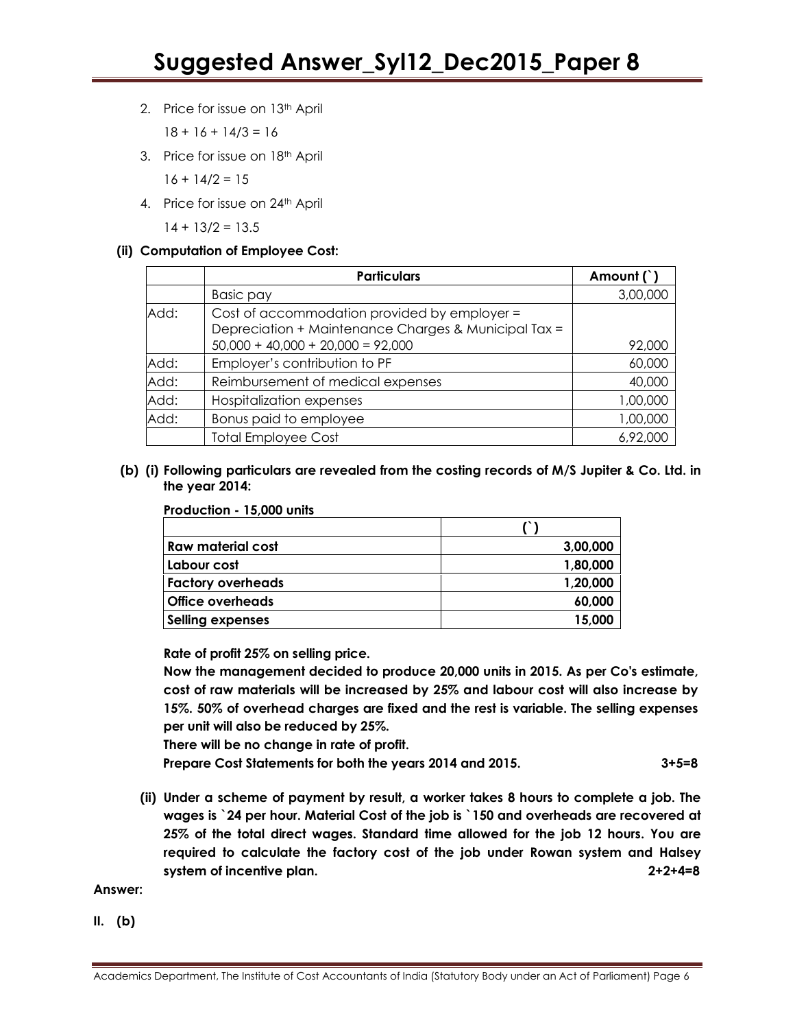2. Price for issue on 13th April

   $18 + 16 + 14/3 = 16$

3. Price for issue on 18th April

   $16 + 14/2 = 15$

4. Price for issue on 24th April

   $14 + 13/2 = 13.5$

**(ii) Computation of Employee Cost:**

| | Particulars | Amount (`) |
|---|---|---|
| | Basic pay | 3,00,000 |
| Add: | Cost of accommodation provided by employer = Depreciation + Maintenance Charges & Municipal Tax = 50,000 + 40,000 + 20,000 = 92,000 | 92,000 |
| Add: | Employer's contribution to PF | 60,000 |
| Add: | Reimbursement of medical expenses | 40,000 |
| Add: | Hospitalization expenses | 1,00,000 |
| Add: | Bonus paid to employee | 1,00,000 |
| | Total Employee Cost | 6,92,000 |

**(b) (i) Following particulars are revealed from the costing records of M/S Jupiter & Co. Ltd. in the year 2014:**

**Production - 15,000 units**

| | (`) |
|---|---|
| **Raw material cost** | **3,00,000** |
| **Labour cost** | **1,80,000** |
| **Factory overheads** | **1,20,000** |
| **Office overheads** | **60,000** |
| **Selling expenses** | **15,000** |

**Rate of profit 25% on selling price.**

**Now the management decided to produce 20,000 units in 2015. As per Co's estimate, cost of raw materials will be increased by 25% and labour cost will also increase by 15%. 50% of overhead charges are fixed and the rest is variable. The selling expenses per unit will also be reduced by 25%.**

**There will be no change in rate of profit.**

**Prepare Cost Statements for both the years 2014 and 2015.** **3+5=8**

**(ii) Under a scheme of payment by result, a worker takes 8 hours to complete a job. The wages is `24 per hour. Material Cost of the job is `150 and overheads are recovered at 25% of the total direct wages. Standard time allowed for the job 12 hours. You are required to calculate the factory cost of the job under Rowan system and Halsey system of incentive plan.** **2+2+4=8**

**Answer:**

**II. (b)**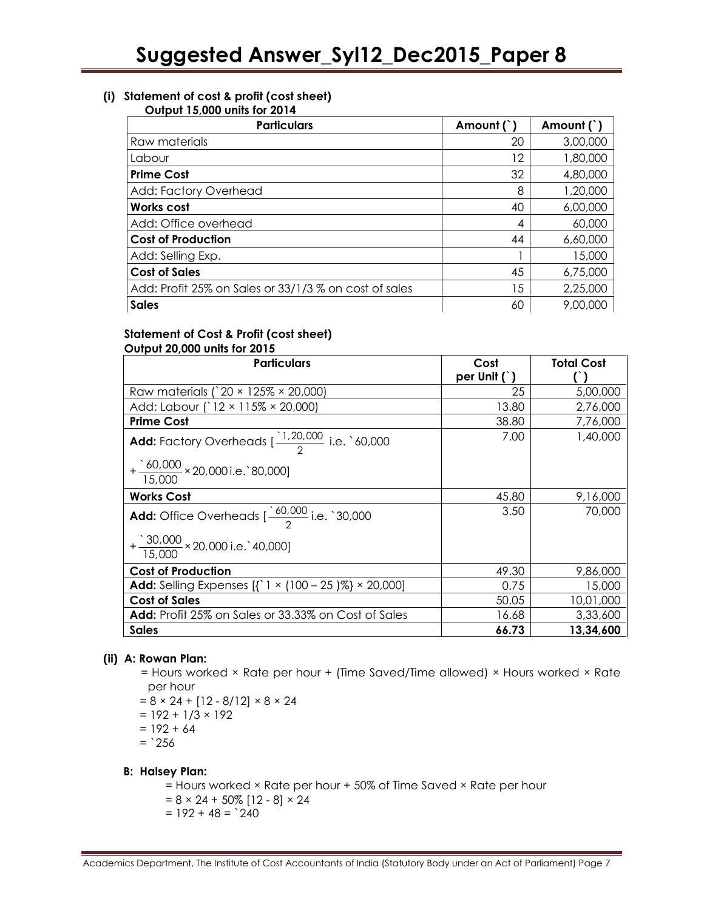**(i) Statement of cost & profit (cost sheet)**
**Output 15,000 units for 2014**

| Particulars | Amount (`) | Amount (`) |
|---|---|---|
| Raw materials | 20 | 3,00,000 |
| Labour | 12 | 1,80,000 |
| **Prime Cost** | 32 | 4,80,000 |
| Add: Factory Overhead | 8 | 1,20,000 |
| **Works cost** | 40 | 6,00,000 |
| Add: Office overhead | 4 | 60,000 |
| **Cost of Production** | 44 | 6,60,000 |
| Add: Selling Exp. | 1 | 15,000 |
| **Cost of Sales** | 45 | 6,75,000 |
| Add: Profit 25% on Sales or 33/1/3 % on cost of sales | 15 | 2,25,000 |
| **Sales** | 60 | 9,00,000 |

**Statement of Cost & Profit (cost sheet)**
**Output 20,000 units for 2015**

| Particulars | Cost per Unit (`) | Total Cost (`) |
|---|---|---|
| Raw materials (`20 × 125% × 20,000) | 25 | 5,00,000 |
| Add: Labour (`12 × 115% × 20,000) | 13.80 | 2,76,000 |
| **Prime Cost** | 38.80 | 7,76,000 |
| **Add:** Factory Overheads [$\frac{`1,20,000}{2}$ i.e. `60,000 $+ \frac{`60,000}{15,000} \times 20,000$ i.e.`80,000] | 7.00 | 1,40,000 |
| **Works Cost** | 45.80 | 9,16,000 |
| **Add:** Office Overheads [$\frac{`60,000}{2}$ i.e. `30,000 $+ \frac{`30,000}{15,000} \times 20,000$ i.e.`40,000] | 3.50 | 70,000 |
| **Cost of Production** | 49.30 | 9,86,000 |
| **Add:** Selling Expenses [{`1 × (100 – 25 )%} × 20,000] | 0.75 | 15,000 |
| **Cost of Sales** | 50.05 | 10,01,000 |
| **Add:** Profit 25% on Sales or 33.33% on Cost of Sales | 16.68 | 3,33,600 |
| **Sales** | **66.73** | **13,34,600** |

**(ii) A: Rowan Plan:**

= Hours worked × Rate per hour + (Time Saved/Time allowed) × Hours worked × Rate per hour

= 8 × 24 + [12 - 8/12] × 8 × 24

= 192 + 1/3 × 192

= 192 + 64

= `256

**B: Halsey Plan:**

= Hours worked × Rate per hour + 50% of Time Saved × Rate per hour

= 8 × 24 + 50% [12 - 8] × 24

= 192 + 48 = `240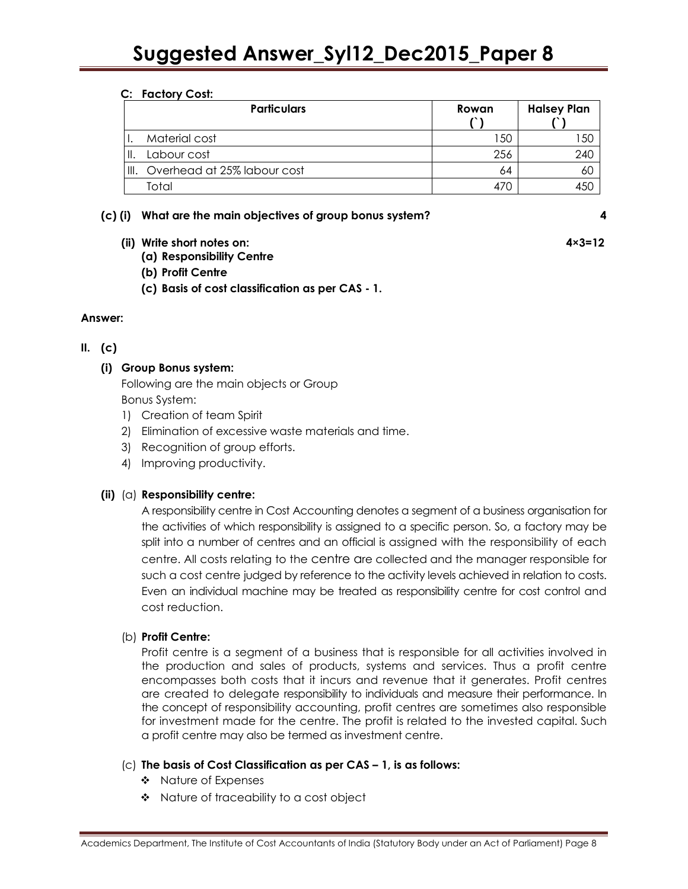**C: Factory Cost:**

| Particulars | Rowan (`) | Halsey Plan (`) |
|---|---|---|
| I. Material cost | 150 | 150 |
| II. Labour cost | 256 | 240 |
| III. Overhead at 25% labour cost | 64 | 60 |
| Total | 470 | 450 |

**(c) (i) What are the main objectives of group bonus system?** **4**

**(ii) Write short notes on:** **4×3=12**

**(a) Responsibility Centre**

**(b) Profit Centre**

**(c) Basis of cost classification as per CAS - 1.**

**Answer:**

**II. (c)**

**(i) Group Bonus system:**

Following are the main objects or Group Bonus System:

1) Creation of team Spirit
2) Elimination of excessive waste materials and time.
3) Recognition of group efforts.
4) Improving productivity.

**(ii)** (a) **Responsibility centre:**

A responsibility centre in Cost Accounting denotes a segment of a business organisation for the activities of which responsibility is assigned to a specific person. So, a factory may be split into a number of centres and an official is assigned with the responsibility of each centre. All costs relating to the centre are collected and the manager responsible for such a cost centre judged by reference to the activity levels achieved in relation to costs. Even an individual machine may be treated as responsibility centre for cost control and cost reduction.

(b) **Profit Centre:**

Profit centre is a segment of a business that is responsible for all activities involved in the production and sales of products, systems and services. Thus a profit centre encompasses both costs that it incurs and revenue that it generates. Profit centres are created to delegate responsibility to individuals and measure their performance. In the concept of responsibility accounting, profit centres are sometimes also responsible for investment made for the centre. The profit is related to the invested capital. Such a profit centre may also be termed as investment centre.

(c) **The basis of Cost Classification as per CAS – 1, is as follows:**

- Nature of Expenses
- Nature of traceability to a cost object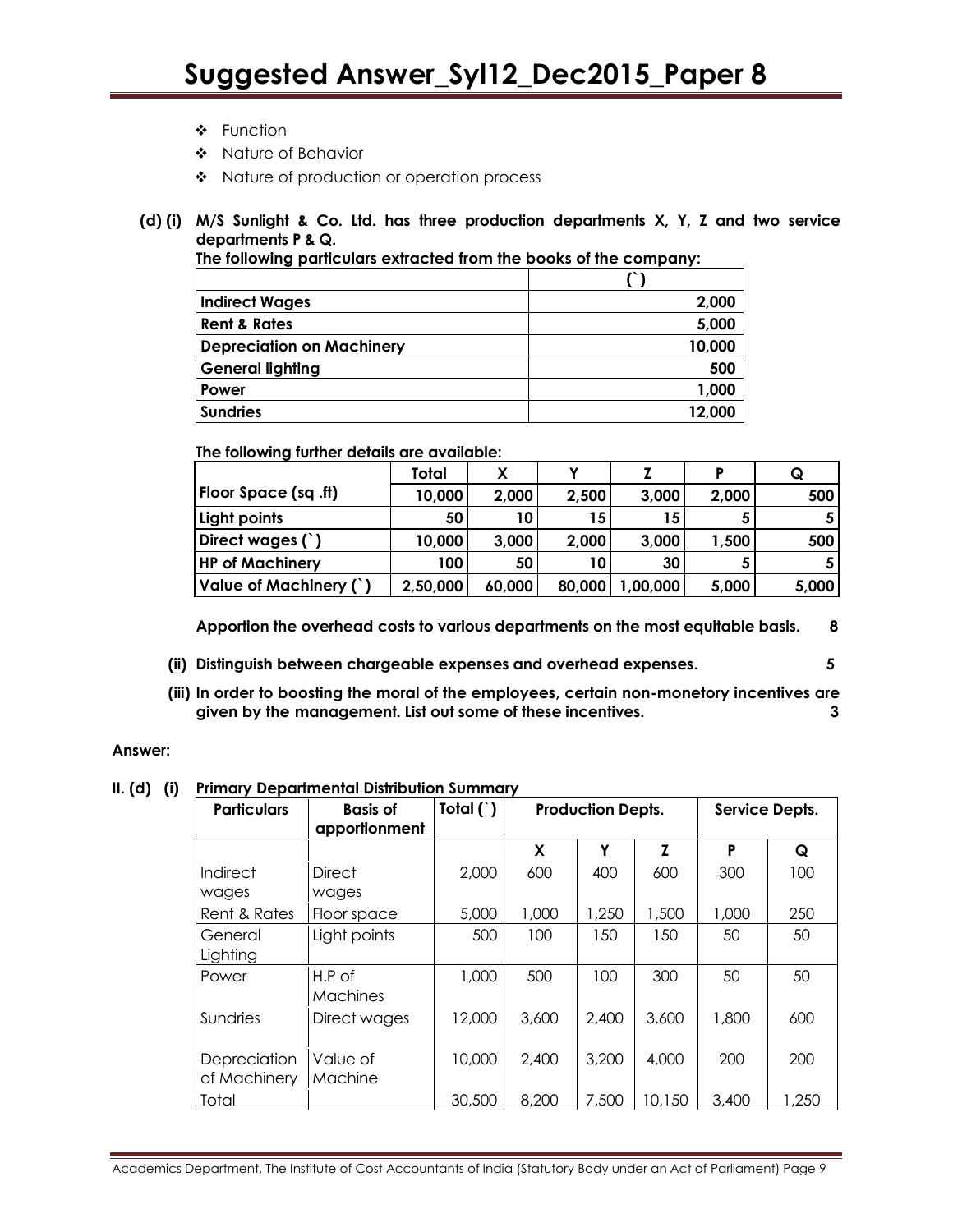- ❖ Function
- ❖ Nature of Behavior
- ❖ Nature of production or operation process

**(d) (i) M/S Sunlight & Co. Ltd. has three production departments X, Y, Z and two service departments P & Q.**

**The following particulars extracted from the books of the company:**

| | **(`)** |
|---|---|
| **Indirect Wages** | **2,000** |
| **Rent & Rates** | **5,000** |
| **Depreciation on Machinery** | **10,000** |
| **General lighting** | **500** |
| **Power** | **1,000** |
| **Sundries** | **12,000** |

**The following further details are available:**

| | **Total** | **X** | **Y** | **Z** | **P** | **Q** |
|---|---|---|---|---|---|---|
| **Floor Space (sq .ft)** | **10,000** | **2,000** | **2,500** | **3,000** | **2,000** | **500** |
| **Light points** | **50** | **10** | **15** | **15** | **5** | **5** |
| **Direct wages (`)** | **10,000** | **3,000** | **2,000** | **3,000** | **1,500** | **500** |
| **HP of Machinery** | **100** | **50** | **10** | **30** | **5** | **5** |
| **Value of Machinery (`)** | **2,50,000** | **60,000** | **80,000** | **1,00,000** | **5,000** | **5,000** |

**Apportion the overhead costs to various departments on the most equitable basis. 8**

**(ii) Distinguish between chargeable expenses and overhead expenses. 5**

**(iii) In order to boosting the moral of the employees, certain non-monetory incentives are given by the management. List out some of these incentives. 3**

**Answer:**

**II. (d) (i) Primary Departmental Distribution Summary**

| **Particulars** | **Basis of apportionment** | **Total (`)** | **Production Depts.** | | | **Service Depts.** | |
|---|---|---|---|---|---|---|---|
| | | | **X** | **Y** | **Z** | **P** | **Q** |
| Indirect wages | Direct wages | 2,000 | 600 | 400 | 600 | 300 | 100 |
| Rent & Rates | Floor space | 5,000 | 1,000 | 1,250 | 1,500 | 1,000 | 250 |
| General Lighting | Light points | 500 | 100 | 150 | 150 | 50 | 50 |
| Power | H.P of Machines | 1,000 | 500 | 100 | 300 | 50 | 50 |
| Sundries | Direct wages | 12,000 | 3,600 | 2,400 | 3,600 | 1,800 | 600 |
| Depreciation of Machinery | Value of Machine | 10,000 | 2,400 | 3,200 | 4,000 | 200 | 200 |
| Total | | 30,500 | 8,200 | 7,500 | 10,150 | 3,400 | 1,250 |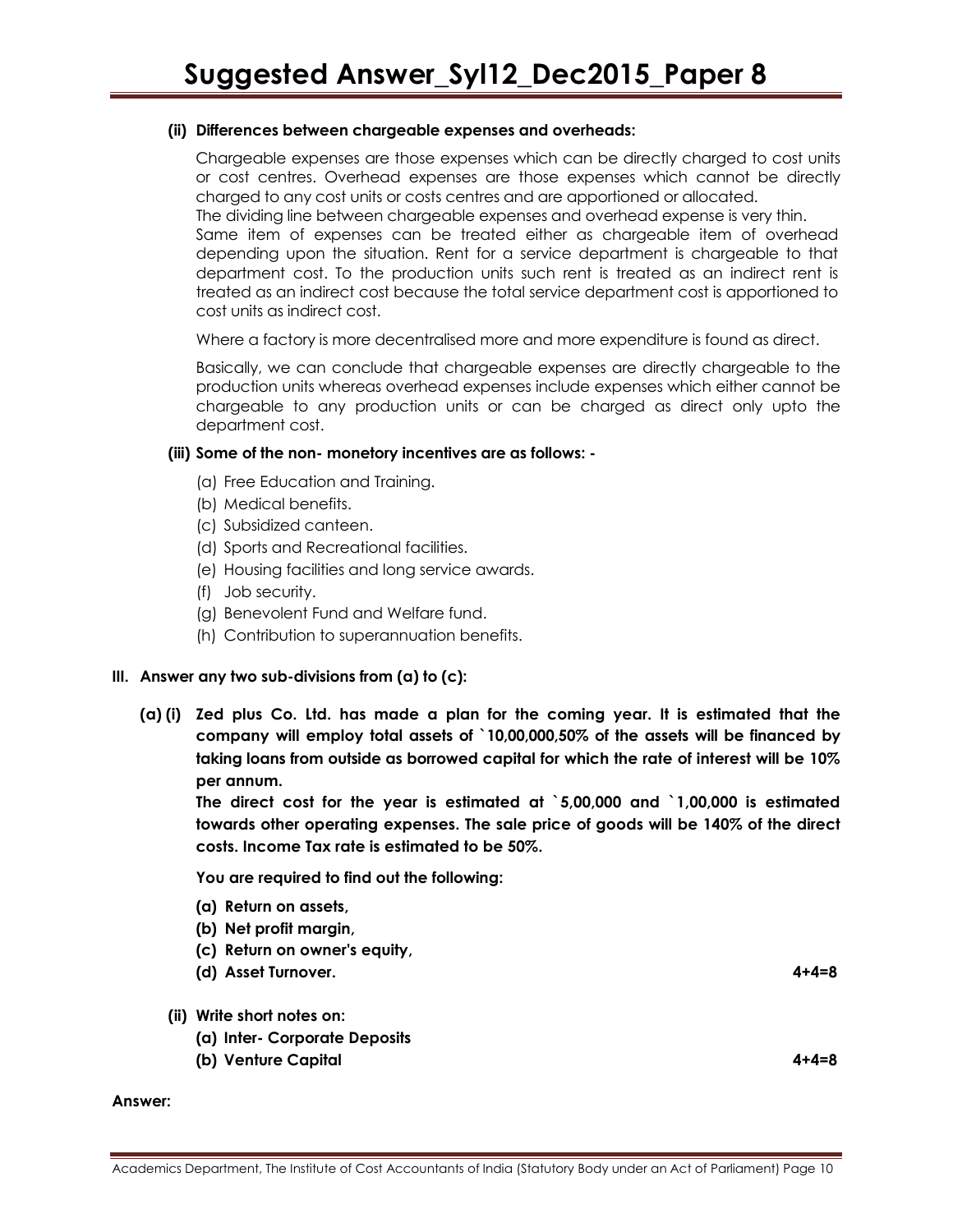**(ii) Differences between chargeable expenses and overheads:**

Chargeable expenses are those expenses which can be directly charged to cost units or cost centres. Overhead expenses are those expenses which cannot be directly charged to any cost units or costs centres and are apportioned or allocated.
The dividing line between chargeable expenses and overhead expense is very thin.
Same item of expenses can be treated either as chargeable item of overhead depending upon the situation. Rent for a service department is chargeable to that department cost. To the production units such rent is treated as an indirect rent is treated as an indirect cost because the total service department cost is apportioned to cost units as indirect cost.

Where a factory is more decentralised more and more expenditure is found as direct.

Basically, we can conclude that chargeable expenses are directly chargeable to the production units whereas overhead expenses include expenses which either cannot be chargeable to any production units or can be charged as direct only upto the department cost.

**(iii) Some of the non- monetory incentives are as follows: -**

(a) Free Education and Training.
(b) Medical benefits.
(c) Subsidized canteen.
(d) Sports and Recreational facilities.
(e) Housing facilities and long service awards.
(f) Job security.
(g) Benevolent Fund and Welfare fund.
(h) Contribution to superannuation benefits.

**III. Answer any two sub-divisions from (a) to (c):**

**(a) (i) Zed plus Co. Ltd. has made a plan for the coming year. It is estimated that the company will employ total assets of `10,00,000,50% of the assets will be financed by taking loans from outside as borrowed capital for which the rate of interest will be 10% per annum.**

**The direct cost for the year is estimated at `5,00,000 and `1,00,000 is estimated towards other operating expenses. The sale price of goods will be 140% of the direct costs. Income Tax rate is estimated to be 50%.**

**You are required to find out the following:**

**(a) Return on assets,**
**(b) Net profit margin,**
**(c) Return on owner's equity,**
**(d) Asset Turnover.** **4+4=8**

**(ii) Write short notes on:**
**(a) Inter- Corporate Deposits**
**(b) Venture Capital** **4+4=8**

**Answer:**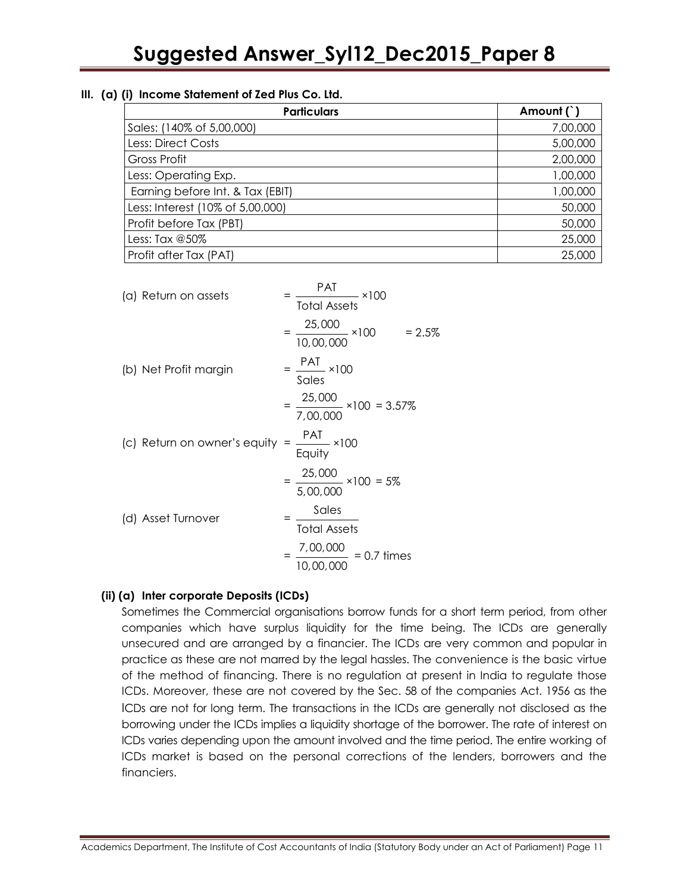**III. (a) (i) Income Statement of Zed Plus Co. Ltd.**

| Particulars | Amount (`) |
|---|---|
| Sales: (140% of 5,00,000) | 7,00,000 |
| Less: Direct Costs | 5,00,000 |
| Gross Profit | 2,00,000 |
| Less: Operating Exp. | 1,00,000 |
| Earning before Int. & Tax (EBIT) | 1,00,000 |
| Less: Interest (10% of 5,00,000) | 50,000 |
| Profit before Tax (PBT) | 50,000 |
| Less: Tax @50% | 25,000 |
| Profit after Tax (PAT) | 25,000 |

(a) Return on assets $= \frac{\text{PAT}}{\text{Total Assets}} \times 100$

$= \frac{25,000}{10,00,000} \times 100 = 2.5\%$

(b) Net Profit margin $= \frac{\text{PAT}}{\text{Sales}} \times 100$

$= \frac{25,000}{7,00,000} \times 100 = 3.57\%$

(c) Return on owner's equity $= \frac{\text{PAT}}{\text{Equity}} \times 100$

$= \frac{25,000}{5,00,000} \times 100 = 5\%$

(d) Asset Turnover $= \frac{\text{Sales}}{\text{Total Assets}}$

$= \frac{7,00,000}{10,00,000} = 0.7$ times

**(ii) (a) Inter corporate Deposits (ICDs)**

Sometimes the Commercial organisations borrow funds for a short term period, from other companies which have surplus liquidity for the time being. The ICDs are generally unsecured and are arranged by a financier. The ICDs are very common and popular in practice as these are not marred by the legal hassles. The convenience is the basic virtue of the method of financing. There is no regulation at present in India to regulate those ICDs. Moreover, these are not covered by the Sec. 58 of the companies Act. 1956 as the ICDs are not for long term. The transactions in the ICDs are generally not disclosed as the borrowing under the ICDs implies a liquidity shortage of the borrower. The rate of interest on ICDs varies depending upon the amount involved and the time period. The entire working of ICDs market is based on the personal corrections of the lenders, borrowers and the financiers.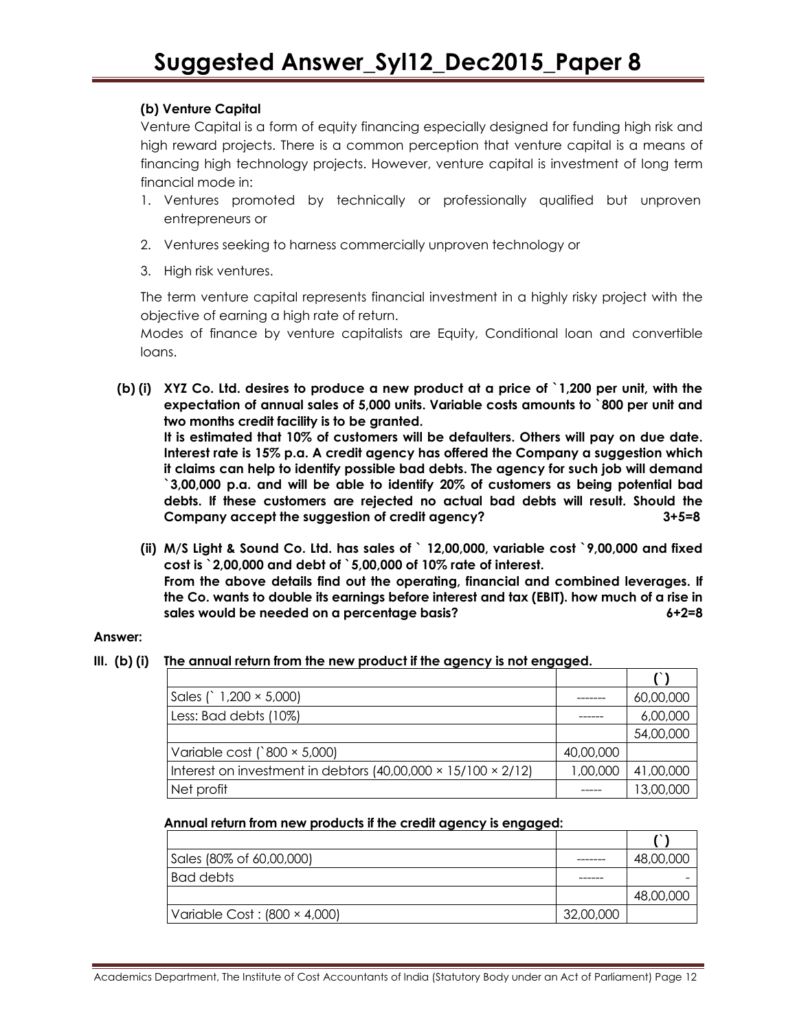**(b) Venture Capital**

Venture Capital is a form of equity financing especially designed for funding high risk and high reward projects. There is a common perception that venture capital is a means of financing high technology projects. However, venture capital is investment of long term financial mode in:

1. Ventures promoted by technically or professionally qualified but unproven entrepreneurs or
2. Ventures seeking to harness commercially unproven technology or
3. High risk ventures.

The term venture capital represents financial investment in a highly risky project with the objective of earning a high rate of return.

Modes of finance by venture capitalists are Equity, Conditional loan and convertible loans.

**(b) (i) XYZ Co. Ltd. desires to produce a new product at a price of `1,200 per unit, with the expectation of annual sales of 5,000 units. Variable costs amounts to `800 per unit and two months credit facility is to be granted.**

**It is estimated that 10% of customers will be defaulters. Others will pay on due date. Interest rate is 15% p.a. A credit agency has offered the Company a suggestion which it claims can help to identify possible bad debts. The agency for such job will demand `3,00,000 p.a. and will be able to identify 20% of customers as being potential bad debts. If these customers are rejected no actual bad debts will result. Should the Company accept the suggestion of credit agency? 3+5=8**

**(ii) M/S Light & Sound Co. Ltd. has sales of ` 12,00,000, variable cost `9,00,000 and fixed cost is `2,00,000 and debt of `5,00,000 of 10% rate of interest.**

**From the above details find out the operating, financial and combined leverages. If the Co. wants to double its earnings before interest and tax (EBIT). how much of a rise in sales would be needed on a percentage basis? 6+2=8**

**Answer:**

**III. (b) (i) The annual return from the new product if the agency is not engaged.**

| | | (`) |
|---|---|---|
| Sales (` 1,200 × 5,000) | ------- | 60,00,000 |
| Less: Bad debts (10%) | ------ | 6,00,000 |
| | | 54,00,000 |
| Variable cost (`800 × 5,000) | 40,00,000 | |
| Interest on investment in debtors (40,00,000 × 15/100 × 2/12) | 1,00,000 | 41,00,000 |
| Net profit | ----- | 13,00,000 |

**Annual return from new products if the credit agency is engaged:**

| | | (`) |
|---|---|---|
| Sales (80% of 60,00,000) | ------- | 48,00,000 |
| Bad debts | ------ | - |
| | | 48,00,000 |
| Variable Cost : (800 × 4,000) | 32,00,000 | |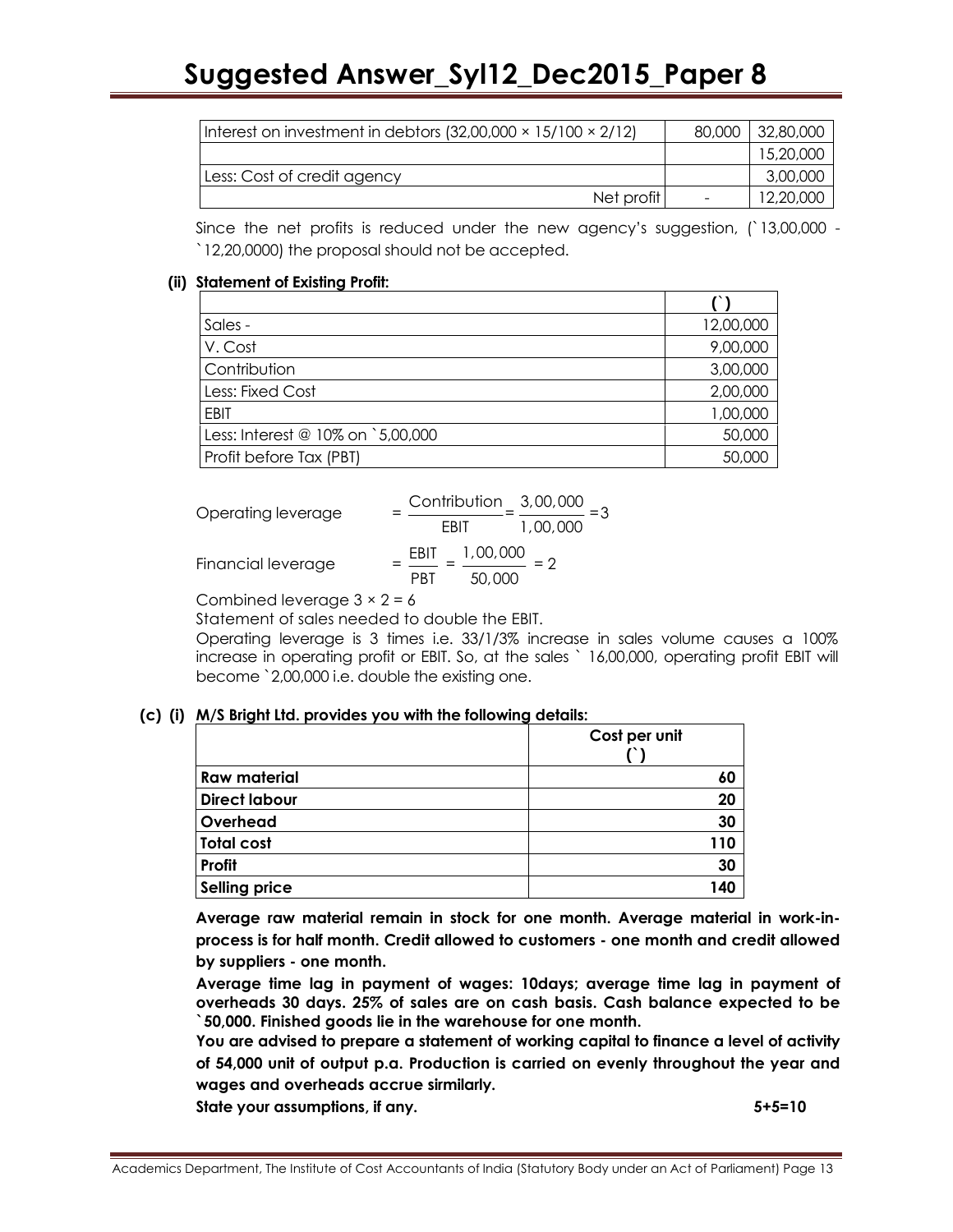| | | |
|---|---|---|
| Interest on investment in debtors (32,00,000 × 15/100 × 2/12) | 80,000 | 32,80,000 |
| | | 15,20,000 |
| Less: Cost of credit agency | | 3,00,000 |
| Net profit | - | 12,20,000 |

Since the net profits is reduced under the new agency's suggestion, (`13,00,000 - `12,20,0000) the proposal should not be accepted.

**(ii) Statement of Existing Profit:**

| | (`) |
|---|---|
| Sales - | 12,00,000 |
| V. Cost | 9,00,000 |
| Contribution | 3,00,000 |
| Less: Fixed Cost | 2,00,000 |
| EBIT | 1,00,000 |
| Less: Interest @ 10% on `5,00,000 | 50,000 |
| Profit before Tax (PBT) | 50,000 |

Operating leverage $= \frac{\text{Contribution}}{\text{EBIT}} = \frac{3,00,000}{1,00,000} = 3$

Financial leverage $= \frac{\text{EBIT}}{\text{PBT}} = \frac{1,00,000}{50,000} = 2$

Combined leverage 3 × 2 = 6

Statement of sales needed to double the EBIT.

Operating leverage is 3 times i.e. 33/1/3% increase in sales volume causes a 100% increase in operating profit or EBIT. So, at the sales ` 16,00,000, operating profit EBIT will become `2,00,000 i.e. double the existing one.

**(c) (i) M/S Bright Ltd. provides you with the following details:**

| | Cost per unit (`) |
|---|---|
| **Raw material** | **60** |
| **Direct labour** | **20** |
| **Overhead** | **30** |
| **Total cost** | **110** |
| **Profit** | **30** |
| **Selling price** | **140** |

**Average raw material remain in stock for one month. Average material in work-in-process is for half month. Credit allowed to customers - one month and credit allowed by suppliers - one month.**

**Average time lag in payment of wages: 10days; average time lag in payment of overheads 30 days. 25% of sales are on cash basis. Cash balance expected to be `50,000. Finished goods lie in the warehouse for one month.**

**You are advised to prepare a statement of working capital to finance a level of activity of 54,000 unit of output p.a. Production is carried on evenly throughout the year and wages and overheads accrue sirmilarly.**

**State your assumptions, if any. 5+5=10**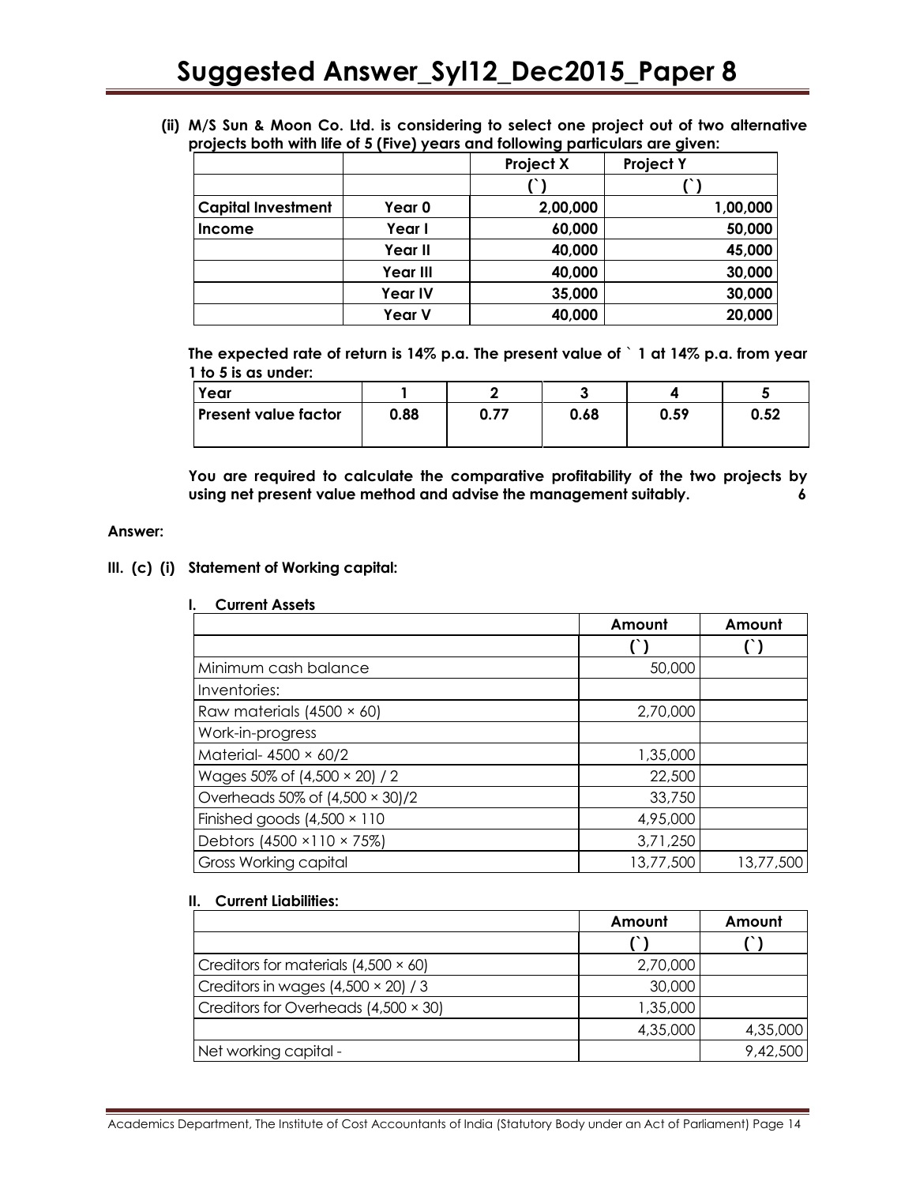**(ii) M/S Sun & Moon Co. Ltd. is considering to select one project out of two alternative projects both with life of 5 (Five) years and following particulars are given:**

| | | Project X | Project Y |
|---|---|---|---|
| | | (`) | (`) |
| Capital Investment | Year 0 | 2,00,000 | 1,00,000 |
| Income | Year I | 60,000 | 50,000 |
| | Year II | 40,000 | 45,000 |
| | Year III | 40,000 | 30,000 |
| | Year IV | 35,000 | 30,000 |
| | Year V | 40,000 | 20,000 |

**The expected rate of return is 14% p.a. The present value of ` 1 at 14% p.a. from year 1 to 5 is as under:**

| Year | 1 | 2 | 3 | 4 | 5 |
|---|---|---|---|---|---|
| Present value factor | 0.88 | 0.77 | 0.68 | 0.59 | 0.52 |

**You are required to calculate the comparative profitability of the two projects by using net present value method and advise the management suitably. 6**

**Answer:**

**III. (c) (i) Statement of Working capital:**

**I. Current Assets**

| | Amount | Amount |
|---|---|---|
| | (`) | (`) |
| Minimum cash balance | 50,000 | |
| Inventories: | | |
| Raw materials (4500 × 60) | 2,70,000 | |
| Work-in-progress | | |
| Material- 4500 × 60/2 | 1,35,000 | |
| Wages 50% of (4,500 × 20) / 2 | 22,500 | |
| Overheads 50% of (4,500 × 30)/2 | 33,750 | |
| Finished goods (4,500 × 110 | 4,95,000 | |
| Debtors (4500 ×110 × 75%) | 3,71,250 | |
| Gross Working capital | 13,77,500 | 13,77,500 |

**II. Current Liabilities:**

| | Amount | Amount |
|---|---|---|
| | (`) | (`) |
| Creditors for materials (4,500 × 60) | 2,70,000 | |
| Creditors in wages (4,500 × 20) / 3 | 30,000 | |
| Creditors for Overheads (4,500 × 30) | 1,35,000 | |
| | 4,35,000 | 4,35,000 |
| Net working capital - | | 9,42,500 |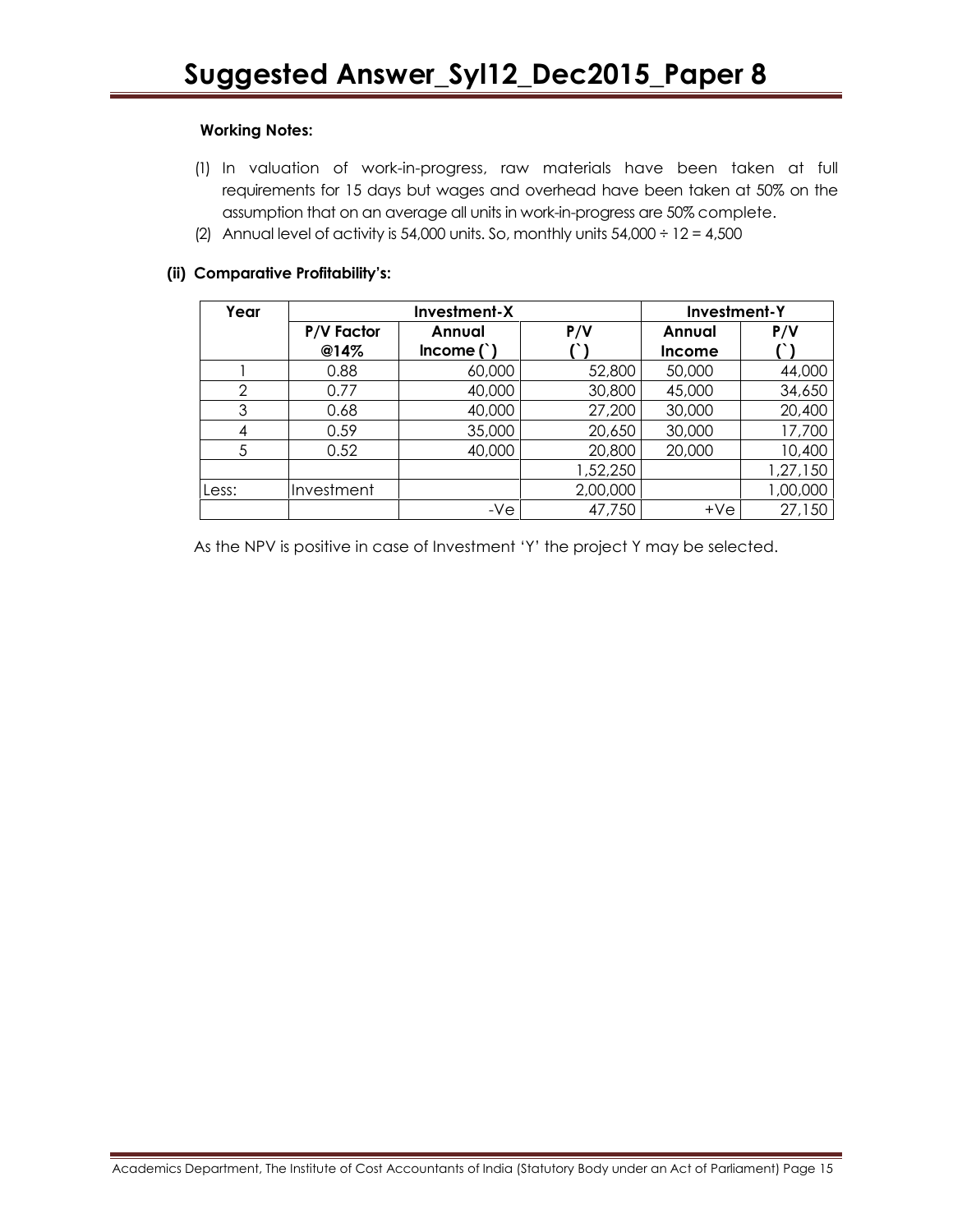**Working Notes:**

(1) In valuation of work-in-progress, raw materials have been taken at full requirements for 15 days but wages and overhead have been taken at 50% on the assumption that on an average all units in work-in-progress are 50% complete.

(2) Annual level of activity is 54,000 units. So, monthly units 54,000 ÷ 12 = 4,500

**(ii) Comparative Profitability's:**

| Year | Investment-X | | | Investment-Y | |
|---|---|---|---|---|---|
| | P/V Factor @14% | Annual Income (`) | P/V (`) | Annual Income | P/V (`) |
| 1 | 0.88 | 60,000 | 52,800 | 50,000 | 44,000 |
| 2 | 0.77 | 40,000 | 30,800 | 45,000 | 34,650 |
| 3 | 0.68 | 40,000 | 27,200 | 30,000 | 20,400 |
| 4 | 0.59 | 35,000 | 20,650 | 30,000 | 17,700 |
| 5 | 0.52 | 40,000 | 20,800 | 20,000 | 10,400 |
| | | | 1,52,250 | | 1,27,150 |
| Less: | Investment | | 2,00,000 | | 1,00,000 |
| | | -Ve | 47,750 | +Ve | 27,150 |

As the NPV is positive in case of Investment 'Y' the project Y may be selected.